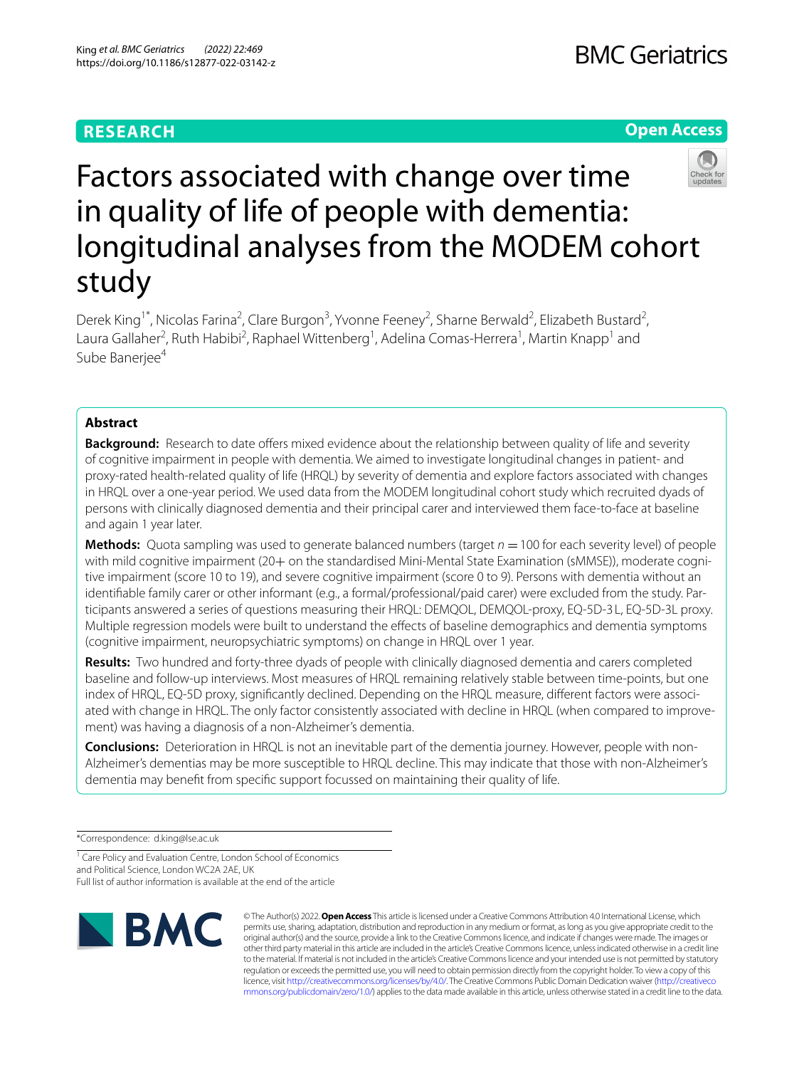RESEARCH

Open Access

# Factors associated with change over time in quality of life of people with dementia: longitudinal analyses from the MODEM cohort study

Derek King[1*], Nicolas Farina[2], Clare Burgon[3], Yvonne Feeney[2], Sharne Berwald[2], Elizabeth Bustard[2], Laura Gallaher[2], Ruth Habibi[2], Raphael Wittenberg[1], Adelina Comas-Herrera[1], Martin Knapp[1] and Sube Banerjee[4]

## Abstract

**Background:** Research to date offers mixed evidence about the relationship between quality of life and severity of cognitive impairment in people with dementia. We aimed to investigate longitudinal changes in patient- and proxy-rated health-related quality of life (HRQL) by severity of dementia and explore factors associated with changes in HRQL over a one-year period. We used data from the MODEM longitudinal cohort study which recruited dyads of persons with clinically diagnosed dementia and their principal carer and interviewed them face-to-face at baseline and again 1 year later.

**Methods:** Quota sampling was used to generate balanced numbers (target $n = 100$ for each severity level) of people with mild cognitive impairment (20+ on the standardised Mini-Mental State Examination (sMMSE)), moderate cognitive impairment (score 10 to 19), and severe cognitive impairment (score 0 to 9). Persons with dementia without an identifiable family carer or other informant (e.g., a formal/professional/paid carer) were excluded from the study. Participants answered a series of questions measuring their HRQL: DEMQOL, DEMQOL-proxy, EQ-5D-3 L, EQ-5D-3L proxy. Multiple regression models were built to understand the effects of baseline demographics and dementia symptoms (cognitive impairment, neuropsychiatric symptoms) on change in HRQL over 1 year.

**Results:** Two hundred and forty-three dyads of people with clinically diagnosed dementia and carers completed baseline and follow-up interviews. Most measures of HRQL remaining relatively stable between time-points, but one index of HRQL, EQ-5D proxy, significantly declined. Depending on the HRQL measure, different factors were associated with change in HRQL. The only factor consistently associated with decline in HRQL (when compared to improvement) was having a diagnosis of a non-Alzheimer's dementia.

**Conclusions:** Deterioration in HRQL is not an inevitable part of the dementia journey. However, people with non-Alzheimer's dementias may be more susceptible to HRQL decline. This may indicate that those with non-Alzheimer's dementia may benefit from specific support focussed on maintaining their quality of life.

*Correspondence: d.king@lse.ac.uk

[1] Care Policy and Evaluation Centre, London School of Economics and Political Science, London WC2A 2AE, UK

Full list of author information is available at the end of the article

© The Author(s) 2022. **Open Access** This article is licensed under a Creative Commons Attribution 4.0 International License, which permits use, sharing, adaptation, distribution and reproduction in any medium or format, as long as you give appropriate credit to the original author(s) and the source, provide a link to the Creative Commons licence, and indicate if changes were made. The images or other third party material in this article are included in the article's Creative Commons licence, unless indicated otherwise in a credit line to the material. If material is not included in the article's Creative Commons licence and your intended use is not permitted by statutory regulation or exceeds the permitted use, you will need to obtain permission directly from the copyright holder. To view a copy of this licence, visit http://creativecommons.org/licenses/by/4.0/. The Creative Commons Public Domain Dedication waiver (http://creativecommons.org/publicdomain/zero/1.0/) applies to the data made available in this article, unless otherwise stated in a credit line to the data.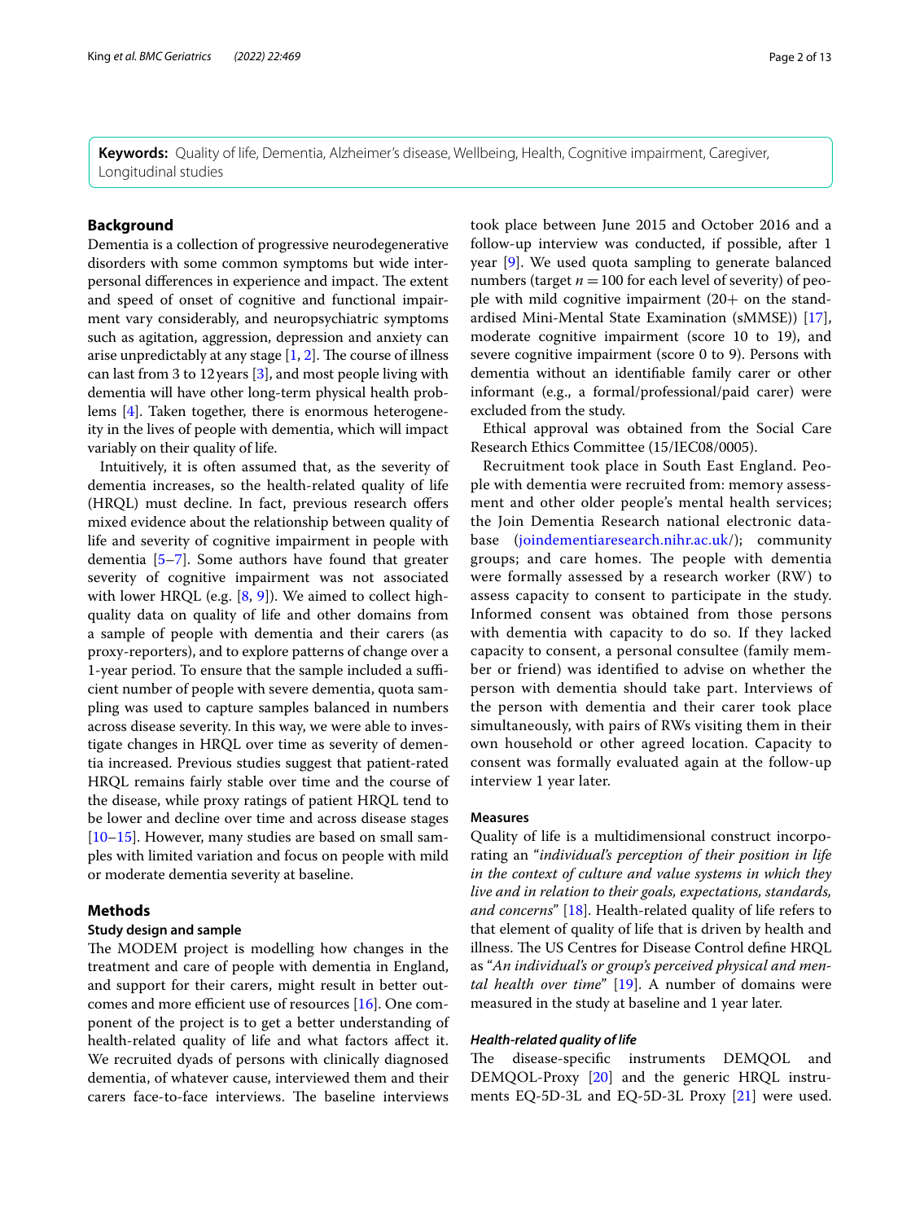**Keywords:** Quality of life, Dementia, Alzheimer's disease, Wellbeing, Health, Cognitive impairment, Caregiver, Longitudinal studies

## Background

Dementia is a collection of progressive neurodegenerative disorders with some common symptoms but wide interpersonal differences in experience and impact. The extent and speed of onset of cognitive and functional impairment vary considerably, and neuropsychiatric symptoms such as agitation, aggression, depression and anxiety can arise unpredictably at any stage [1, 2]. The course of illness can last from 3 to 12 years [3], and most people living with dementia will have other long-term physical health problems [4]. Taken together, there is enormous heterogeneity in the lives of people with dementia, which will impact variably on their quality of life.

Intuitively, it is often assumed that, as the severity of dementia increases, so the health-related quality of life (HRQL) must decline. In fact, previous research offers mixed evidence about the relationship between quality of life and severity of cognitive impairment in people with dementia [5–7]. Some authors have found that greater severity of cognitive impairment was not associated with lower HRQL (e.g. [8, 9]). We aimed to collect high-quality data on quality of life and other domains from a sample of people with dementia and their carers (as proxy-reporters), and to explore patterns of change over a 1-year period. To ensure that the sample included a sufficient number of people with severe dementia, quota sampling was used to capture samples balanced in numbers across disease severity. In this way, we were able to investigate changes in HRQL over time as severity of dementia increased. Previous studies suggest that patient-rated HRQL remains fairly stable over time and the course of the disease, while proxy ratings of patient HRQL tend to be lower and decline over time and across disease stages [10–15]. However, many studies are based on small samples with limited variation and focus on people with mild or moderate dementia severity at baseline.

## Methods

### Study design and sample

The MODEM project is modelling how changes in the treatment and care of people with dementia in England, and support for their carers, might result in better outcomes and more efficient use of resources [16]. One component of the project is to get a better understanding of health-related quality of life and what factors affect it. We recruited dyads of persons with clinically diagnosed dementia, of whatever cause, interviewed them and their carers face-to-face interviews. The baseline interviews took place between June 2015 and October 2016 and a follow-up interview was conducted, if possible, after 1 year [9]. We used quota sampling to generate balanced numbers (target $n = 100$ for each level of severity) of people with mild cognitive impairment (20+ on the standardised Mini-Mental State Examination (sMMSE)) [17], moderate cognitive impairment (score 10 to 19), and severe cognitive impairment (score 0 to 9). Persons with dementia without an identifiable family carer or other informant (e.g., a formal/professional/paid carer) were excluded from the study.

Ethical approval was obtained from the Social Care Research Ethics Committee (15/IEC08/0005).

Recruitment took place in South East England. People with dementia were recruited from: memory assessment and other older people's mental health services; the Join Dementia Research national electronic database (joindementiaresearch.nihr.ac.uk/); community groups; and care homes. The people with dementia were formally assessed by a research worker (RW) to assess capacity to consent to participate in the study. Informed consent was obtained from those persons with dementia with capacity to do so. If they lacked capacity to consent, a personal consultee (family member or friend) was identified to advise on whether the person with dementia should take part. Interviews of the person with dementia and their carer took place simultaneously, with pairs of RWs visiting them in their own household or other agreed location. Capacity to consent was formally evaluated again at the follow-up interview 1 year later.

### Measures

Quality of life is a multidimensional construct incorporating an "*individual's perception of their position in life in the context of culture and value systems in which they live and in relation to their goals, expectations, standards, and concerns*" [18]. Health-related quality of life refers to that element of quality of life that is driven by health and illness. The US Centres for Disease Control define HRQL as "*An individual's or group's perceived physical and mental health over time*" [19]. A number of domains were measured in the study at baseline and 1 year later.

#### *Health-related quality of life*

The disease-specific instruments DEMQOL and DEMQOL-Proxy [20] and the generic HRQL instruments EQ-5D-3L and EQ-5D-3L Proxy [21] were used.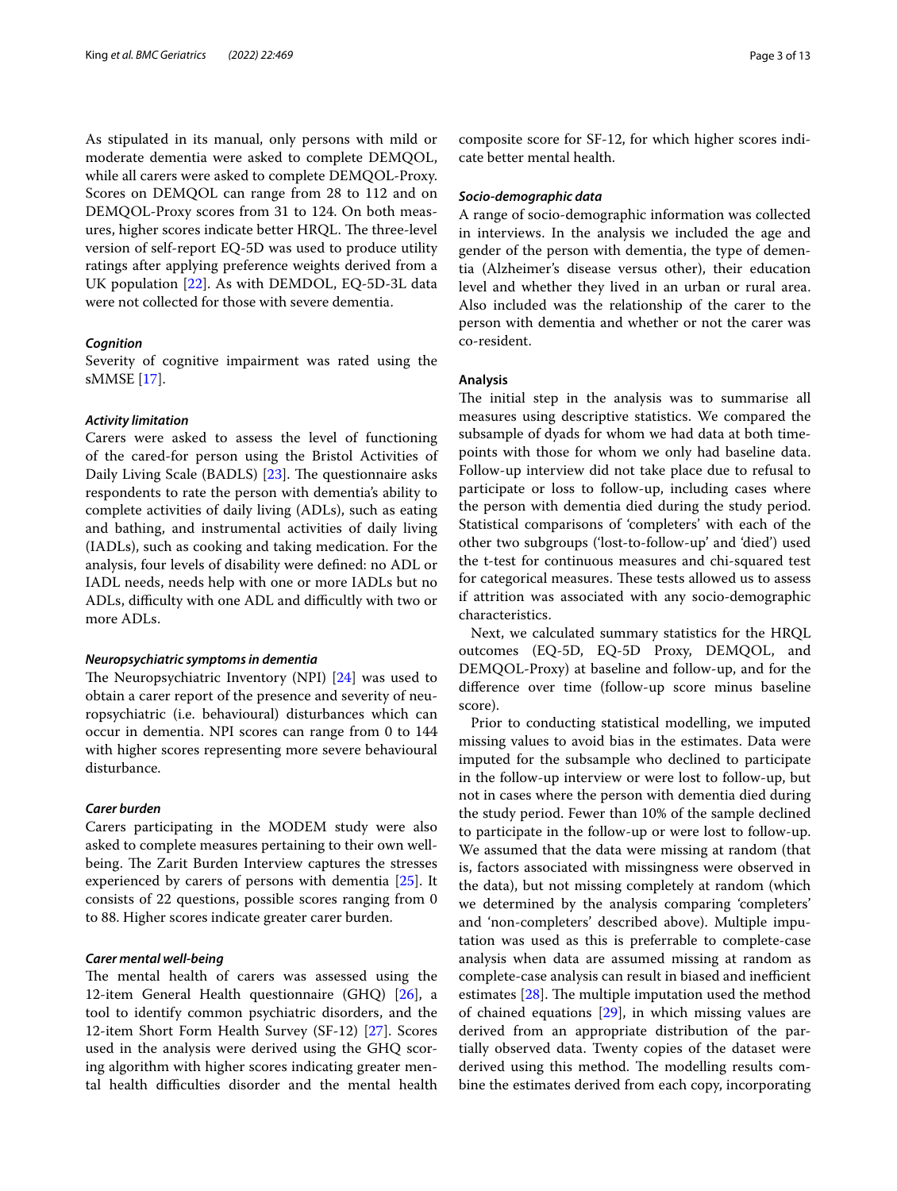As stipulated in its manual, only persons with mild or moderate dementia were asked to complete DEMQOL, while all carers were asked to complete DEMQOL-Proxy. Scores on DEMQOL can range from 28 to 112 and on DEMQOL-Proxy scores from 31 to 124. On both measures, higher scores indicate better HRQL. The three-level version of self-report EQ-5D was used to produce utility ratings after applying preference weights derived from a UK population [22]. As with DEMDOL, EQ-5D-3L data were not collected for those with severe dementia.

#### *Cognition*

Severity of cognitive impairment was rated using the sMMSE [17].

#### *Activity limitation*

Carers were asked to assess the level of functioning of the cared-for person using the Bristol Activities of Daily Living Scale (BADLS) [23]. The questionnaire asks respondents to rate the person with dementia's ability to complete activities of daily living (ADLs), such as eating and bathing, and instrumental activities of daily living (IADLs), such as cooking and taking medication. For the analysis, four levels of disability were defined: no ADL or IADL needs, needs help with one or more IADLs but no ADLs, difficulty with one ADL and difficultly with two or more ADLs.

#### *Neuropsychiatric symptoms in dementia*

The Neuropsychiatric Inventory (NPI) [24] was used to obtain a carer report of the presence and severity of neuropsychiatric (i.e. behavioural) disturbances which can occur in dementia. NPI scores can range from 0 to 144 with higher scores representing more severe behavioural disturbance.

#### *Carer burden*

Carers participating in the MODEM study were also asked to complete measures pertaining to their own wellbeing. The Zarit Burden Interview captures the stresses experienced by carers of persons with dementia [25]. It consists of 22 questions, possible scores ranging from 0 to 88. Higher scores indicate greater carer burden.

#### *Carer mental well-being*

The mental health of carers was assessed using the 12-item General Health questionnaire (GHQ) [26], a tool to identify common psychiatric disorders, and the 12-item Short Form Health Survey (SF-12) [27]. Scores used in the analysis were derived using the GHQ scoring algorithm with higher scores indicating greater mental health difficulties disorder and the mental health composite score for SF-12, for which higher scores indicate better mental health.

#### *Socio-demographic data*

A range of socio-demographic information was collected in interviews. In the analysis we included the age and gender of the person with dementia, the type of dementia (Alzheimer's disease versus other), their education level and whether they lived in an urban or rural area. Also included was the relationship of the carer to the person with dementia and whether or not the carer was co-resident.

### Analysis

The initial step in the analysis was to summarise all measures using descriptive statistics. We compared the subsample of dyads for whom we had data at both timepoints with those for whom we only had baseline data. Follow-up interview did not take place due to refusal to participate or loss to follow-up, including cases where the person with dementia died during the study period. Statistical comparisons of 'completers' with each of the other two subgroups ('lost-to-follow-up' and 'died') used the t-test for continuous measures and chi-squared test for categorical measures. These tests allowed us to assess if attrition was associated with any socio-demographic characteristics.

Next, we calculated summary statistics for the HRQL outcomes (EQ-5D, EQ-5D Proxy, DEMQOL, and DEMQOL-Proxy) at baseline and follow-up, and for the difference over time (follow-up score minus baseline score).

Prior to conducting statistical modelling, we imputed missing values to avoid bias in the estimates. Data were imputed for the subsample who declined to participate in the follow-up interview or were lost to follow-up, but not in cases where the person with dementia died during the study period. Fewer than 10% of the sample declined to participate in the follow-up or were lost to follow-up. We assumed that the data were missing at random (that is, factors associated with missingness were observed in the data), but not missing completely at random (which we determined by the analysis comparing 'completers' and 'non-completers' described above). Multiple imputation was used as this is preferrable to complete-case analysis when data are assumed missing at random as complete-case analysis can result in biased and inefficient estimates [28]. The multiple imputation used the method of chained equations [29], in which missing values are derived from an appropriate distribution of the partially observed data. Twenty copies of the dataset were derived using this method. The modelling results combine the estimates derived from each copy, incorporating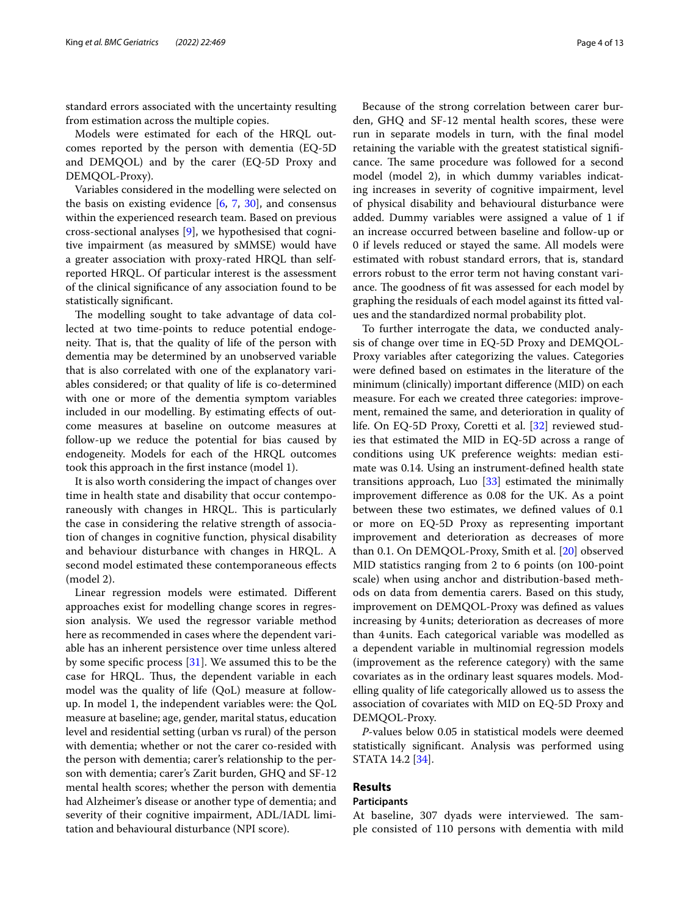standard errors associated with the uncertainty resulting from estimation across the multiple copies.

Models were estimated for each of the HRQL outcomes reported by the person with dementia (EQ-5D and DEMQOL) and by the carer (EQ-5D Proxy and DEMQOL-Proxy).

Variables considered in the modelling were selected on the basis on existing evidence [6, 7, 30], and consensus within the experienced research team. Based on previous cross-sectional analyses [9], we hypothesised that cognitive impairment (as measured by sMMSE) would have a greater association with proxy-rated HRQL than self-reported HRQL. Of particular interest is the assessment of the clinical significance of any association found to be statistically significant.

The modelling sought to take advantage of data collected at two time-points to reduce potential endogeneity. That is, that the quality of life of the person with dementia may be determined by an unobserved variable that is also correlated with one of the explanatory variables considered; or that quality of life is co-determined with one or more of the dementia symptom variables included in our modelling. By estimating effects of outcome measures at baseline on outcome measures at follow-up we reduce the potential for bias caused by endogeneity. Models for each of the HRQL outcomes took this approach in the first instance (model 1).

It is also worth considering the impact of changes over time in health state and disability that occur contemporaneously with changes in HRQL. This is particularly the case in considering the relative strength of association of changes in cognitive function, physical disability and behaviour disturbance with changes in HRQL. A second model estimated these contemporaneous effects (model 2).

Linear regression models were estimated. Different approaches exist for modelling change scores in regression analysis. We used the regressor variable method here as recommended in cases where the dependent variable has an inherent persistence over time unless altered by some specific process [31]. We assumed this to be the case for HRQL. Thus, the dependent variable in each model was the quality of life (QoL) measure at follow-up. In model 1, the independent variables were: the QoL measure at baseline; age, gender, marital status, education level and residential setting (urban vs rural) of the person with dementia; whether or not the carer co-resided with the person with dementia; carer's relationship to the person with dementia; carer's Zarit burden, GHQ and SF-12 mental health scores; whether the person with dementia had Alzheimer's disease or another type of dementia; and severity of their cognitive impairment, ADL/IADL limitation and behavioural disturbance (NPI score).

Because of the strong correlation between carer burden, GHQ and SF-12 mental health scores, these were run in separate models in turn, with the final model retaining the variable with the greatest statistical significance. The same procedure was followed for a second model (model 2), in which dummy variables indicating increases in severity of cognitive impairment, level of physical disability and behavioural disturbance were added. Dummy variables were assigned a value of 1 if an increase occurred between baseline and follow-up or 0 if levels reduced or stayed the same. All models were estimated with robust standard errors, that is, standard errors robust to the error term not having constant variance. The goodness of fit was assessed for each model by graphing the residuals of each model against its fitted values and the standardized normal probability plot.

To further interrogate the data, we conducted analysis of change over time in EQ-5D Proxy and DEMQOL-Proxy variables after categorizing the values. Categories were defined based on estimates in the literature of the minimum (clinically) important difference (MID) on each measure. For each we created three categories: improvement, remained the same, and deterioration in quality of life. On EQ-5D Proxy, Coretti et al. [32] reviewed studies that estimated the MID in EQ-5D across a range of conditions using UK preference weights: median estimate was 0.14. Using an instrument-defined health state transitions approach, Luo [33] estimated the minimally improvement difference as 0.08 for the UK. As a point between these two estimates, we defined values of 0.1 or more on EQ-5D Proxy as representing important improvement and deterioration as decreases of more than 0.1. On DEMQOL-Proxy, Smith et al. [20] observed MID statistics ranging from 2 to 6 points (on 100-point scale) when using anchor and distribution-based methods on data from dementia carers. Based on this study, improvement on DEMQOL-Proxy was defined as values increasing by 4 units; deterioration as decreases of more than 4 units. Each categorical variable was modelled as a dependent variable in multinomial regression models (improvement as the reference category) with the same covariates as in the ordinary least squares models. Modelling quality of life categorically allowed us to assess the association of covariates with MID on EQ-5D Proxy and DEMQOL-Proxy.

*P*-values below 0.05 in statistical models were deemed statistically significant. Analysis was performed using STATA 14.2 [34].

## Results

### Participants

At baseline, 307 dyads were interviewed. The sample consisted of 110 persons with dementia with mild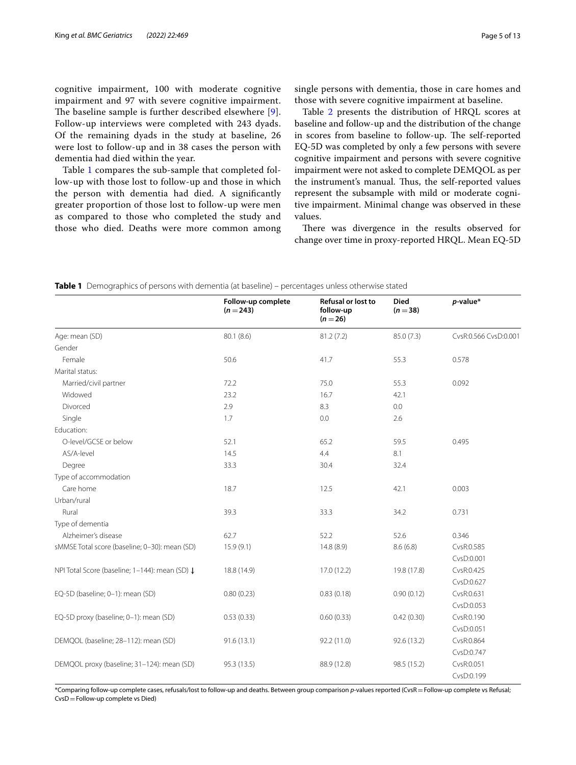cognitive impairment, 100 with moderate cognitive impairment and 97 with severe cognitive impairment. The baseline sample is further described elsewhere [9]. Follow-up interviews were completed with 243 dyads. Of the remaining dyads in the study at baseline, 26 were lost to follow-up and in 38 cases the person with dementia had died within the year.

Table 1 compares the sub-sample that completed follow-up with those lost to follow-up and those in which the person with dementia had died. A significantly greater proportion of those lost to follow-up were men as compared to those who completed the study and those who died. Deaths were more common among single persons with dementia, those in care homes and those with severe cognitive impairment at baseline.

Table 2 presents the distribution of HRQL scores at baseline and follow-up and the distribution of the change in scores from baseline to follow-up. The self-reported EQ-5D was completed by only a few persons with severe cognitive impairment and persons with severe cognitive impairment were not asked to complete DEMQOL as per the instrument's manual. Thus, the self-reported values represent the subsample with mild or moderate cognitive impairment. Minimal change was observed in these values.

There was divergence in the results observed for change over time in proxy-reported HRQL. Mean EQ-5D

**Table 1** Demographics of persons with dementia (at baseline) – percentages unless otherwise stated

| | Follow-up complete ($n = 243$) | Refusal or lost to follow-up ($n = 26$) | Died ($n = 38$) | *p*-value* |
|---|---|---|---|---|
| Age: mean (SD) | 80.1 (8.6) | 81.2 (7.2) | 85.0 (7.3) | CvsR:0.566 CvsD:0.001 |
| Gender | | | | |
| Female | 50.6 | 41.7 | 55.3 | 0.578 |
| Marital status: | | | | |
| Married/civil partner | 72.2 | 75.0 | 55.3 | 0.092 |
| Widowed | 23.2 | 16.7 | 42.1 | |
| Divorced | 2.9 | 8.3 | 0.0 | |
| Single | 1.7 | 0.0 | 2.6 | |
| Education: | | | | |
| O-level/GCSE or below | 52.1 | 65.2 | 59.5 | 0.495 |
| AS/A-level | 14.5 | 4.4 | 8.1 | |
| Degree | 33.3 | 30.4 | 32.4 | |
| Type of accommodation | | | | |
| Care home | 18.7 | 12.5 | 42.1 | 0.003 |
| Urban/rural | | | | |
| Rural | 39.3 | 33.3 | 34.2 | 0.731 |
| Type of dementia | | | | |
| Alzheimer's disease | 62.7 | 52.2 | 52.6 | 0.346 |
| sMMSE Total score (baseline; 0–30): mean (SD) | 15.9 (9.1) | 14.8 (8.9) | 8.6 (6.8) | CvsR:0.585 CvsD:0.001 |
| NPI Total Score (baseline; 1–144): mean (SD) ↓ | 18.8 (14.9) | 17.0 (12.2) | 19.8 (17.8) | CvsR:0.425 CvsD:0.627 |
| EQ-5D (baseline; 0–1): mean (SD) | 0.80 (0.23) | 0.83 (0.18) | 0.90 (0.12) | CvsR:0.631 CvsD:0.053 |
| EQ-5D proxy (baseline; 0–1): mean (SD) | 0.53 (0.33) | 0.60 (0.33) | 0.42 (0.30) | CvsR:0.190 CvsD:0.051 |
| DEMQOL (baseline; 28–112): mean (SD) | 91.6 (13.1) | 92.2 (11.0) | 92.6 (13.2) | CvsR:0.864 CvsD:0.747 |
| DEMQOL proxy (baseline; 31–124): mean (SD) | 95.3 (13.5) | 88.9 (12.8) | 98.5 (15.2) | CvsR:0.051 CvsD:0.199 |

*Comparing follow-up complete cases, refusals/lost to follow-up and deaths. Between group comparison *p*-values reported (CvsR = Follow-up complete vs Refusal; CvsD = Follow-up complete vs Died)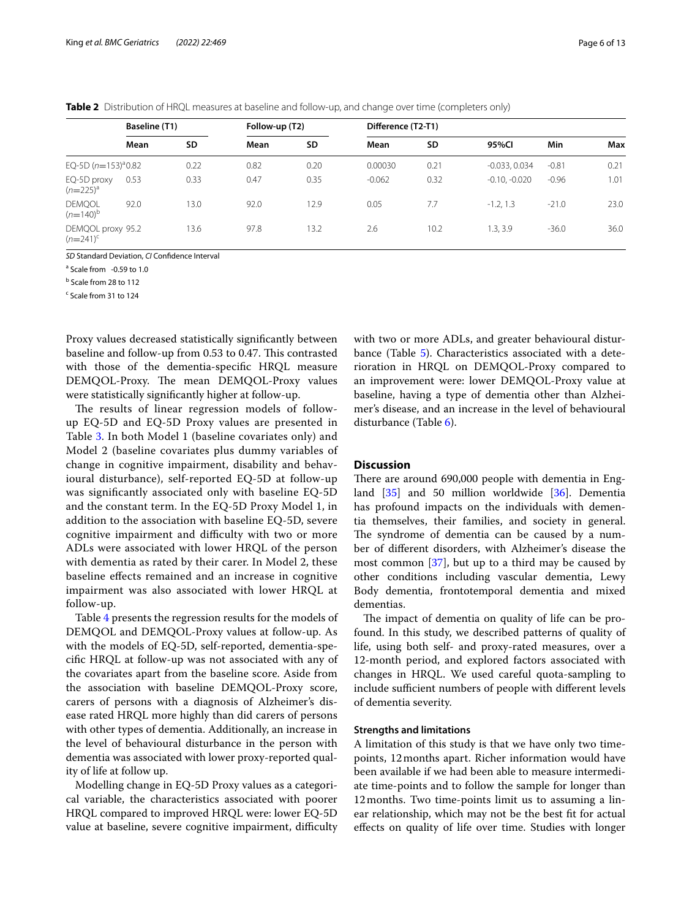**Table 2** Distribution of HRQL measures at baseline and follow-up, and change over time (completers only)

| | Baseline (T1) | | Follow-up (T2) | | Difference (T2-T1) | | | | |
|---|---|---|---|---|---|---|---|---|---|
| | Mean | SD | Mean | SD | Mean | SD | 95%CI | Min | Max |
| EQ-5D ($n$=153)[a] | 0.82 | 0.22 | 0.82 | 0.20 | 0.00030 | 0.21 | -0.033, 0.034 | -0.81 | 0.21 |
| EQ-5D proxy ($n$=225)[a] | 0.53 | 0.33 | 0.47 | 0.35 | -0.062 | 0.32 | -0.10, -0.020 | -0.96 | 1.01 |
| DEMQOL ($n$=140)[b] | 92.0 | 13.0 | 92.0 | 12.9 | 0.05 | 7.7 | -1.2, 1.3 | -21.0 | 23.0 |
| DEMQOL proxy ($n$=241)[c] | 95.2 | 13.6 | 97.8 | 13.2 | 2.6 | 10.2 | 1.3, 3.9 | -36.0 | 36.0 |

*SD* Standard Deviation, *CI* Confidence Interval

[a] Scale from -0.59 to 1.0

[b] Scale from 28 to 112

[c] Scale from 31 to 124

Proxy values decreased statistically significantly between baseline and follow-up from 0.53 to 0.47. This contrasted with those of the dementia-specific HRQL measure DEMQOL-Proxy. The mean DEMQOL-Proxy values were statistically significantly higher at follow-up.

The results of linear regression models of follow-up EQ-5D and EQ-5D Proxy values are presented in Table 3. In both Model 1 (baseline covariates only) and Model 2 (baseline covariates plus dummy variables of change in cognitive impairment, disability and behavioural disturbance), self-reported EQ-5D at follow-up was significantly associated only with baseline EQ-5D and the constant term. In the EQ-5D Proxy Model 1, in addition to the association with baseline EQ-5D, severe cognitive impairment and difficulty with two or more ADLs were associated with lower HRQL of the person with dementia as rated by their carer. In Model 2, these baseline effects remained and an increase in cognitive impairment was also associated with lower HRQL at follow-up.

Table 4 presents the regression results for the models of DEMQOL and DEMQOL-Proxy values at follow-up. As with the models of EQ-5D, self-reported, dementia-specific HRQL at follow-up was not associated with any of the covariates apart from the baseline score. Aside from the association with baseline DEMQOL-Proxy score, carers of persons with a diagnosis of Alzheimer's disease rated HRQL more highly than did carers of persons with other types of dementia. Additionally, an increase in the level of behavioural disturbance in the person with dementia was associated with lower proxy-reported quality of life at follow up.

Modelling change in EQ-5D Proxy values as a categorical variable, the characteristics associated with poorer HRQL compared to improved HRQL were: lower EQ-5D value at baseline, severe cognitive impairment, difficulty with two or more ADLs, and greater behavioural disturbance (Table 5). Characteristics associated with a deterioration in HRQL on DEMQOL-Proxy compared to an improvement were: lower DEMQOL-Proxy value at baseline, having a type of dementia other than Alzheimer's disease, and an increase in the level of behavioural disturbance (Table 6).

## Discussion

There are around 690,000 people with dementia in England [35] and 50 million worldwide [36]. Dementia has profound impacts on the individuals with dementia themselves, their families, and society in general. The syndrome of dementia can be caused by a number of different disorders, with Alzheimer's disease the most common [37], but up to a third may be caused by other conditions including vascular dementia, Lewy Body dementia, frontotemporal dementia and mixed dementias.

The impact of dementia on quality of life can be profound. In this study, we described patterns of quality of life, using both self- and proxy-rated measures, over a 12-month period, and explored factors associated with changes in HRQL. We used careful quota-sampling to include sufficient numbers of people with different levels of dementia severity.

### Strengths and limitations

A limitation of this study is that we have only two time-points, 12 months apart. Richer information would have been available if we had been able to measure intermediate time-points and to follow the sample for longer than 12 months. Two time-points limit us to assuming a linear relationship, which may not be the best fit for actual effects on quality of life over time. Studies with longer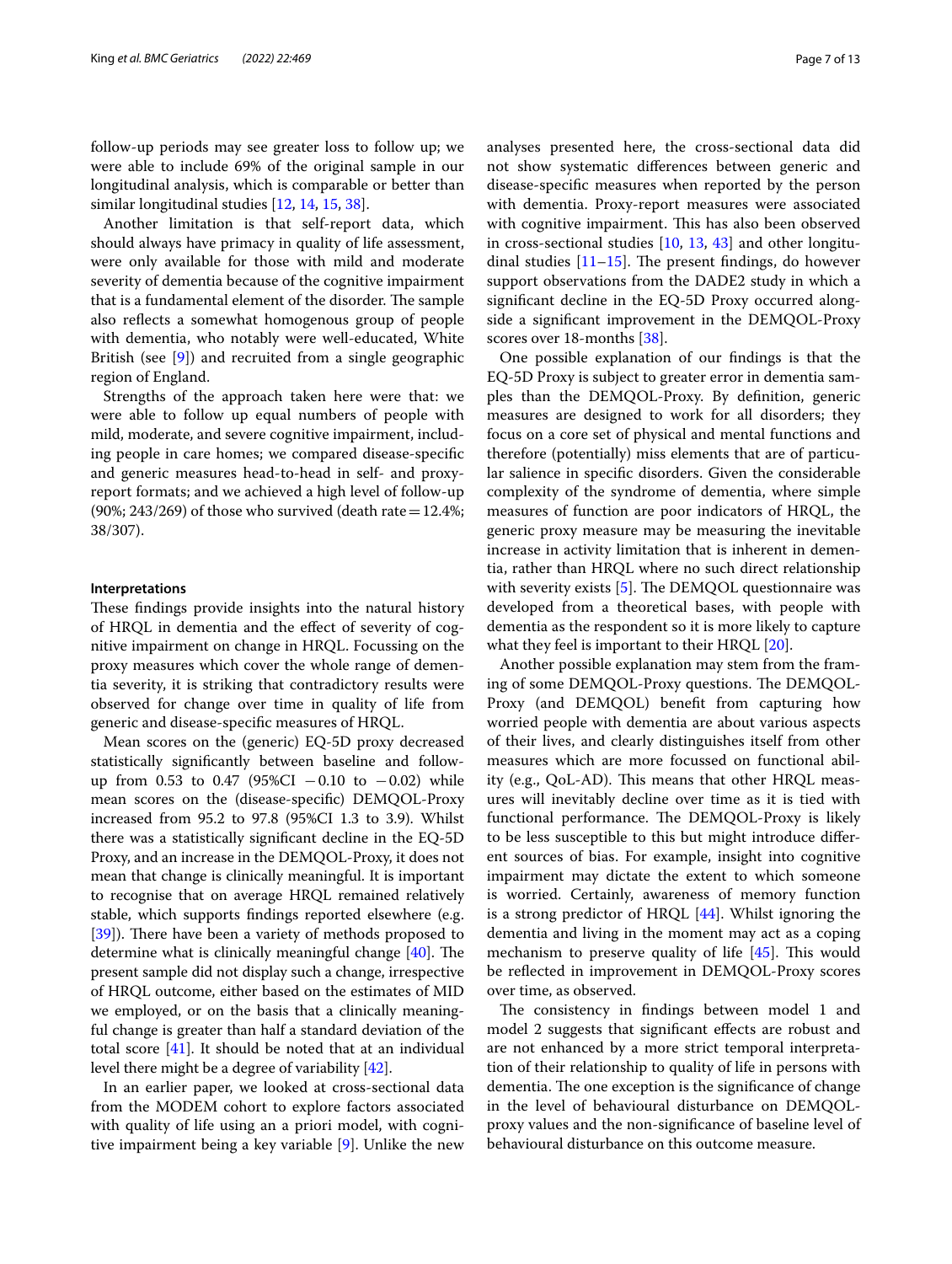follow-up periods may see greater loss to follow up; we were able to include 69% of the original sample in our longitudinal analysis, which is comparable or better than similar longitudinal studies [12, 14, 15, 38].

Another limitation is that self-report data, which should always have primacy in quality of life assessment, were only available for those with mild and moderate severity of dementia because of the cognitive impairment that is a fundamental element of the disorder. The sample also reflects a somewhat homogenous group of people with dementia, who notably were well-educated, White British (see [9]) and recruited from a single geographic region of England.

Strengths of the approach taken here were that: we were able to follow up equal numbers of people with mild, moderate, and severe cognitive impairment, including people in care homes; we compared disease-specific and generic measures head-to-head in self- and proxy-report formats; and we achieved a high level of follow-up (90%; 243/269) of those who survived (death rate = 12.4%; 38/307).

#### Interpretations

These findings provide insights into the natural history of HRQL in dementia and the effect of severity of cognitive impairment on change in HRQL. Focussing on the proxy measures which cover the whole range of dementia severity, it is striking that contradictory results were observed for change over time in quality of life from generic and disease-specific measures of HRQL.

Mean scores on the (generic) EQ-5D proxy decreased statistically significantly between baseline and follow-up from 0.53 to 0.47 (95%CI −0.10 to −0.02) while mean scores on the (disease-specific) DEMQOL-Proxy increased from 95.2 to 97.8 (95%CI 1.3 to 3.9). Whilst there was a statistically significant decline in the EQ-5D Proxy, and an increase in the DEMQOL-Proxy, it does not mean that change is clinically meaningful. It is important to recognise that on average HRQL remained relatively stable, which supports findings reported elsewhere (e.g. [39]). There have been a variety of methods proposed to determine what is clinically meaningful change [40]. The present sample did not display such a change, irrespective of HRQL outcome, either based on the estimates of MID we employed, or on the basis that a clinically meaningful change is greater than half a standard deviation of the total score [41]. It should be noted that at an individual level there might be a degree of variability [42].

In an earlier paper, we looked at cross-sectional data from the MODEM cohort to explore factors associated with quality of life using an a priori model, with cognitive impairment being a key variable [9]. Unlike the new analyses presented here, the cross-sectional data did not show systematic differences between generic and disease-specific measures when reported by the person with dementia. Proxy-report measures were associated with cognitive impairment. This has also been observed in cross-sectional studies [10, 13, 43] and other longitudinal studies [11–15]. The present findings, do however support observations from the DADE2 study in which a significant decline in the EQ-5D Proxy occurred alongside a significant improvement in the DEMQOL-Proxy scores over 18-months [38].

One possible explanation of our findings is that the EQ-5D Proxy is subject to greater error in dementia samples than the DEMQOL-Proxy. By definition, generic measures are designed to work for all disorders; they focus on a core set of physical and mental functions and therefore (potentially) miss elements that are of particular salience in specific disorders. Given the considerable complexity of the syndrome of dementia, where simple measures of function are poor indicators of HRQL, the generic proxy measure may be measuring the inevitable increase in activity limitation that is inherent in dementia, rather than HRQL where no such direct relationship with severity exists [5]. The DEMQOL questionnaire was developed from a theoretical bases, with people with dementia as the respondent so it is more likely to capture what they feel is important to their HRQL [20].

Another possible explanation may stem from the framing of some DEMQOL-Proxy questions. The DEMQOL-Proxy (and DEMQOL) benefit from capturing how worried people with dementia are about various aspects of their lives, and clearly distinguishes itself from other measures which are more focussed on functional ability (e.g., QoL-AD). This means that other HRQL measures will inevitably decline over time as it is tied with functional performance. The DEMQOL-Proxy is likely to be less susceptible to this but might introduce different sources of bias. For example, insight into cognitive impairment may dictate the extent to which someone is worried. Certainly, awareness of memory function is a strong predictor of HRQL [44]. Whilst ignoring the dementia and living in the moment may act as a coping mechanism to preserve quality of life [45]. This would be reflected in improvement in DEMQOL-Proxy scores over time, as observed.

The consistency in findings between model 1 and model 2 suggests that significant effects are robust and are not enhanced by a more strict temporal interpretation of their relationship to quality of life in persons with dementia. The one exception is the significance of change in the level of behavioural disturbance on DEMQOL-proxy values and the non-significance of baseline level of behavioural disturbance on this outcome measure.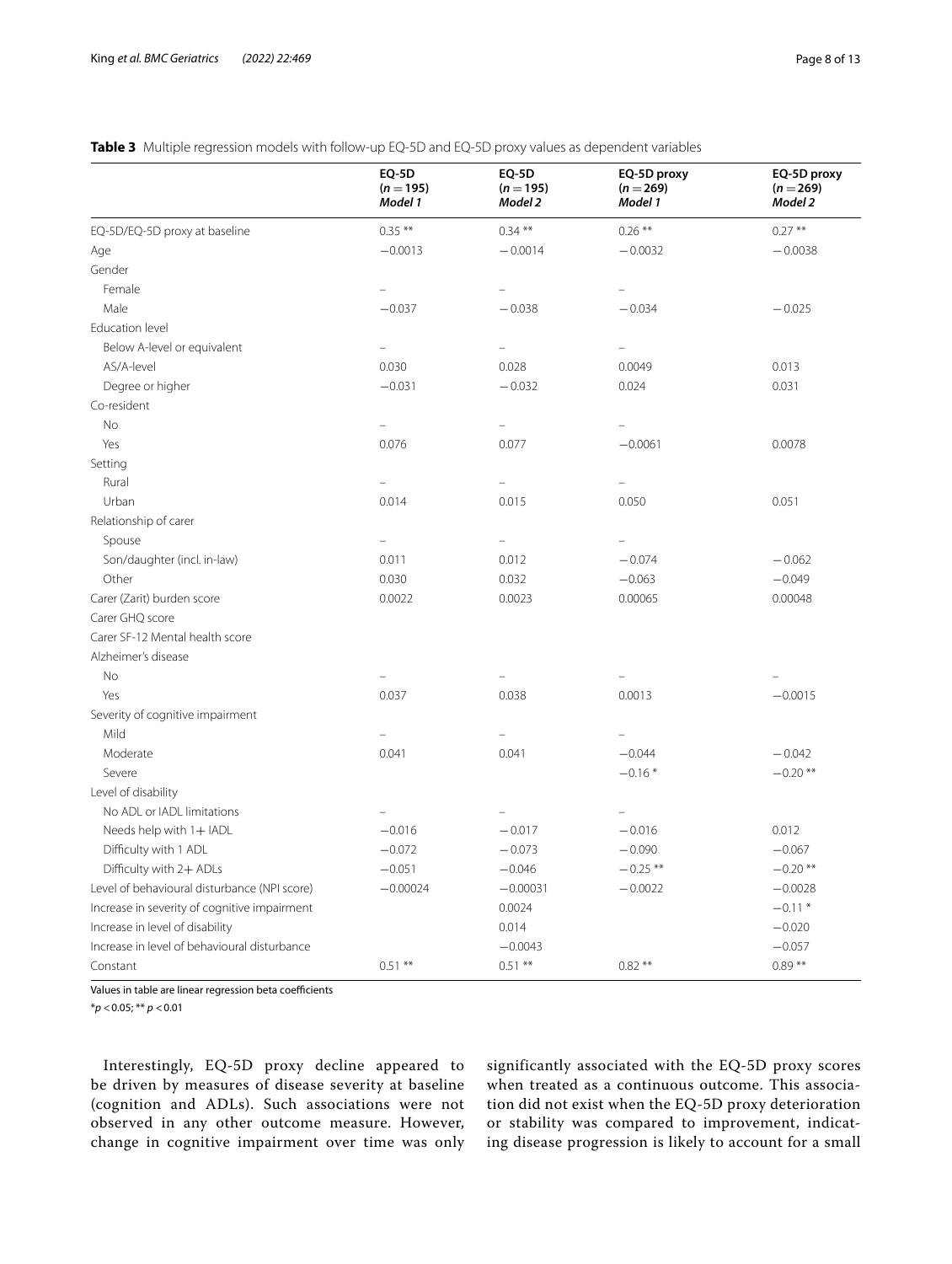**Table 3** Multiple regression models with follow-up EQ-5D and EQ-5D proxy values as dependent variables

| | EQ-5D ($n=195$) *Model 1* | EQ-5D ($n=195$) *Model 2* | EQ-5D proxy ($n=269$) *Model 1* | EQ-5D proxy ($n=269$) *Model 2* |
|---|---|---|---|---|
| EQ-5D/EQ-5D proxy at baseline | 0.35 ** | 0.34 ** | 0.26 ** | 0.27 ** |
| Age | −0.0013 | −0.0014 | −0.0032 | −0.0038 |
| Gender | | | | |
| Female | – | – | – | |
| Male | −0.037 | −0.038 | −0.034 | −0.025 |
| Education level | | | | |
| Below A-level or equivalent | – | – | – | |
| AS/A-level | 0.030 | 0.028 | 0.0049 | 0.013 |
| Degree or higher | −0.031 | −0.032 | 0.024 | 0.031 |
| Co-resident | | | | |
| No | – | – | – | |
| Yes | 0.076 | 0.077 | −0.0061 | 0.0078 |
| Setting | | | | |
| Rural | – | – | – | |
| Urban | 0.014 | 0.015 | 0.050 | 0.051 |
| Relationship of carer | | | | |
| Spouse | – | – | – | |
| Son/daughter (incl. in-law) | 0.011 | 0.012 | −0.074 | −0.062 |
| Other | 0.030 | 0.032 | −0.063 | −0.049 |
| Carer (Zarit) burden score | 0.0022 | 0.0023 | 0.00065 | 0.00048 |
| Carer GHQ score | | | | |
| Carer SF-12 Mental health score | | | | |
| Alzheimer's disease | | | | |
| No | – | – | – | – |
| Yes | 0.037 | 0.038 | 0.0013 | −0.0015 |
| Severity of cognitive impairment | | | | |
| Mild | – | – | – | |
| Moderate | 0.041 | 0.041 | −0.044 | −0.042 |
| Severe | | | −0.16 * | −0.20 ** |
| Level of disability | | | | |
| No ADL or IADL limitations | – | – | – | |
| Needs help with 1+ IADL | −0.016 | −0.017 | −0.016 | 0.012 |
| Difficulty with 1 ADL | −0.072 | −0.073 | −0.090 | −0.067 |
| Difficulty with 2+ ADLs | −0.051 | −0.046 | −0.25 ** | −0.20 ** |
| Level of behavioural disturbance (NPI score) | −0.00024 | −0.00031 | −0.0022 | −0.0028 |
| Increase in severity of cognitive impairment | | 0.0024 | | −0.11 * |
| Increase in level of disability | | 0.014 | | −0.020 |
| Increase in level of behavioural disturbance | | −0.0043 | | −0.057 |
| Constant | 0.51 ** | 0.51 ** | 0.82 ** | 0.89 ** |

Values in table are linear regression beta coefficients

*$p<0.05$; ** $p<0.01$

Interestingly, EQ-5D proxy decline appeared to be driven by measures of disease severity at baseline (cognition and ADLs). Such associations were not observed in any other outcome measure. However, change in cognitive impairment over time was only significantly associated with the EQ-5D proxy scores when treated as a continuous outcome. This association did not exist when the EQ-5D proxy deterioration or stability was compared to improvement, indicating disease progression is likely to account for a small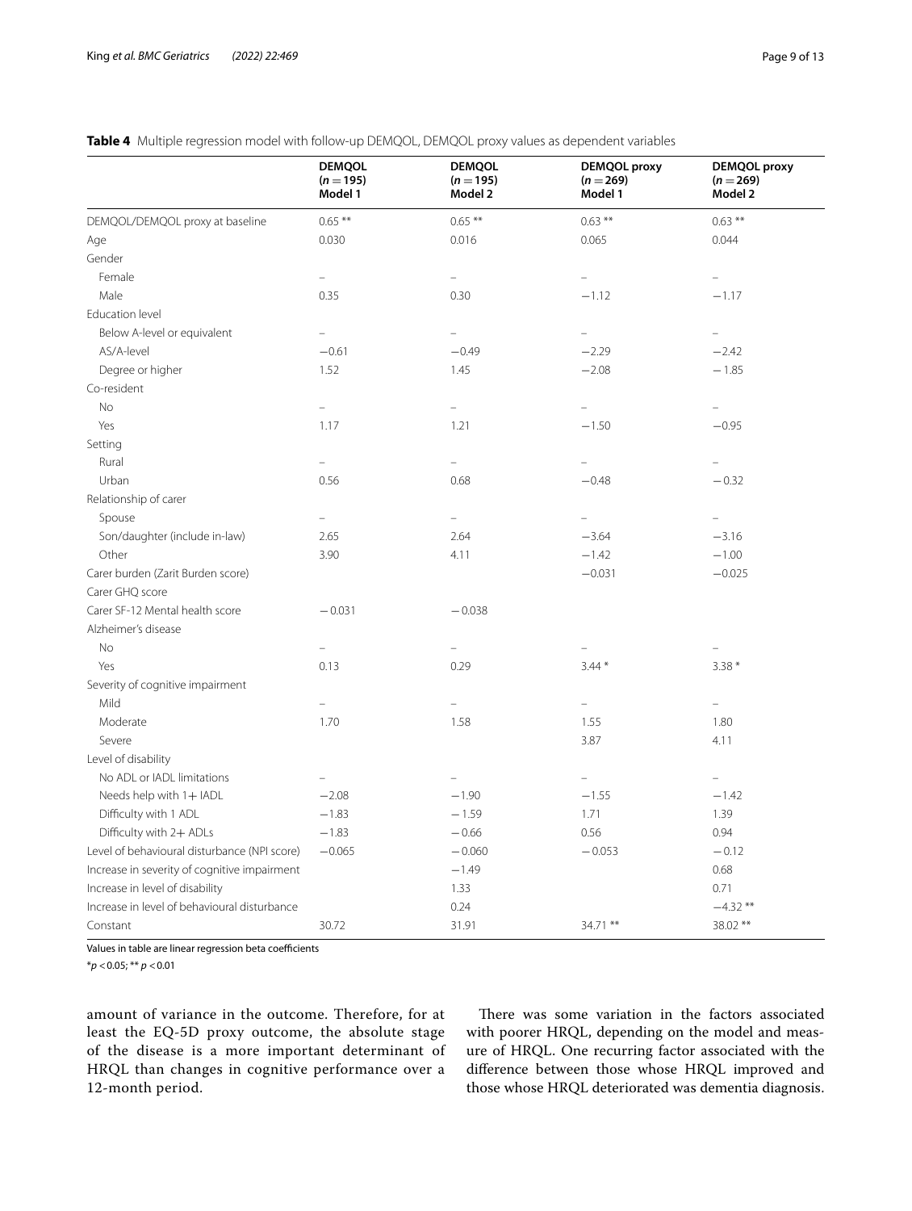**Table 4** Multiple regression model with follow-up DEMQOL, DEMQOL proxy values as dependent variables

| | DEMQOL ($n = 195$) Model 1 | DEMQOL ($n = 195$) Model 2 | DEMQOL proxy ($n = 269$) Model 1 | DEMQOL proxy ($n = 269$) Model 2 |
|---|---|---|---|---|
| DEMQOL/DEMQOL proxy at baseline | 0.65 ** | 0.65 ** | 0.63 ** | 0.63 ** |
| Age | 0.030 | 0.016 | 0.065 | 0.044 |
| Gender | | | | |
| Female | – | – | – | – |
| Male | 0.35 | 0.30 | −1.12 | −1.17 |
| Education level | | | | |
| Below A-level or equivalent | – | – | – | – |
| AS/A-level | −0.61 | −0.49 | −2.29 | −2.42 |
| Degree or higher | 1.52 | 1.45 | −2.08 | −1.85 |
| Co-resident | | | | |
| No | – | – | – | – |
| Yes | 1.17 | 1.21 | −1.50 | −0.95 |
| Setting | | | | |
| Rural | – | – | – | – |
| Urban | 0.56 | 0.68 | −0.48 | −0.32 |
| Relationship of carer | | | | |
| Spouse | – | – | – | – |
| Son/daughter (include in-law) | 2.65 | 2.64 | −3.64 | −3.16 |
| Other | 3.90 | 4.11 | −1.42 | −1.00 |
| Carer burden (Zarit Burden score) | | | −0.031 | −0.025 |
| Carer GHQ score | | | | |
| Carer SF-12 Mental health score | −0.031 | −0.038 | | |
| Alzheimer's disease | | | | |
| No | – | – | – | – |
| Yes | 0.13 | 0.29 | 3.44 * | 3.38 * |
| Severity of cognitive impairment | | | | |
| Mild | – | – | – | – |
| Moderate | 1.70 | 1.58 | 1.55 | 1.80 |
| Severe | | | 3.87 | 4.11 |
| Level of disability | | | | |
| No ADL or IADL limitations | – | – | – | – |
| Needs help with 1+ IADL | −2.08 | −1.90 | −1.55 | −1.42 |
| Difficulty with 1 ADL | −1.83 | −1.59 | 1.71 | 1.39 |
| Difficulty with 2+ ADLs | −1.83 | −0.66 | 0.56 | 0.94 |
| Level of behavioural disturbance (NPI score) | −0.065 | −0.060 | −0.053 | −0.12 |
| Increase in severity of cognitive impairment | | −1.49 | | 0.68 |
| Increase in level of disability | | 1.33 | | 0.71 |
| Increase in level of behavioural disturbance | | 0.24 | | −4.32 ** |
| Constant | 30.72 | 31.91 | 34.71 ** | 38.02 ** |

Values in table are linear regression beta coefficients

*$p < 0.05$; ** $p < 0.01$

amount of variance in the outcome. Therefore, for at least the EQ-5D proxy outcome, the absolute stage of the disease is a more important determinant of HRQL than changes in cognitive performance over a 12-month period.

There was some variation in the factors associated with poorer HRQL, depending on the model and measure of HRQL. One recurring factor associated with the difference between those whose HRQL improved and those whose HRQL deteriorated was dementia diagnosis.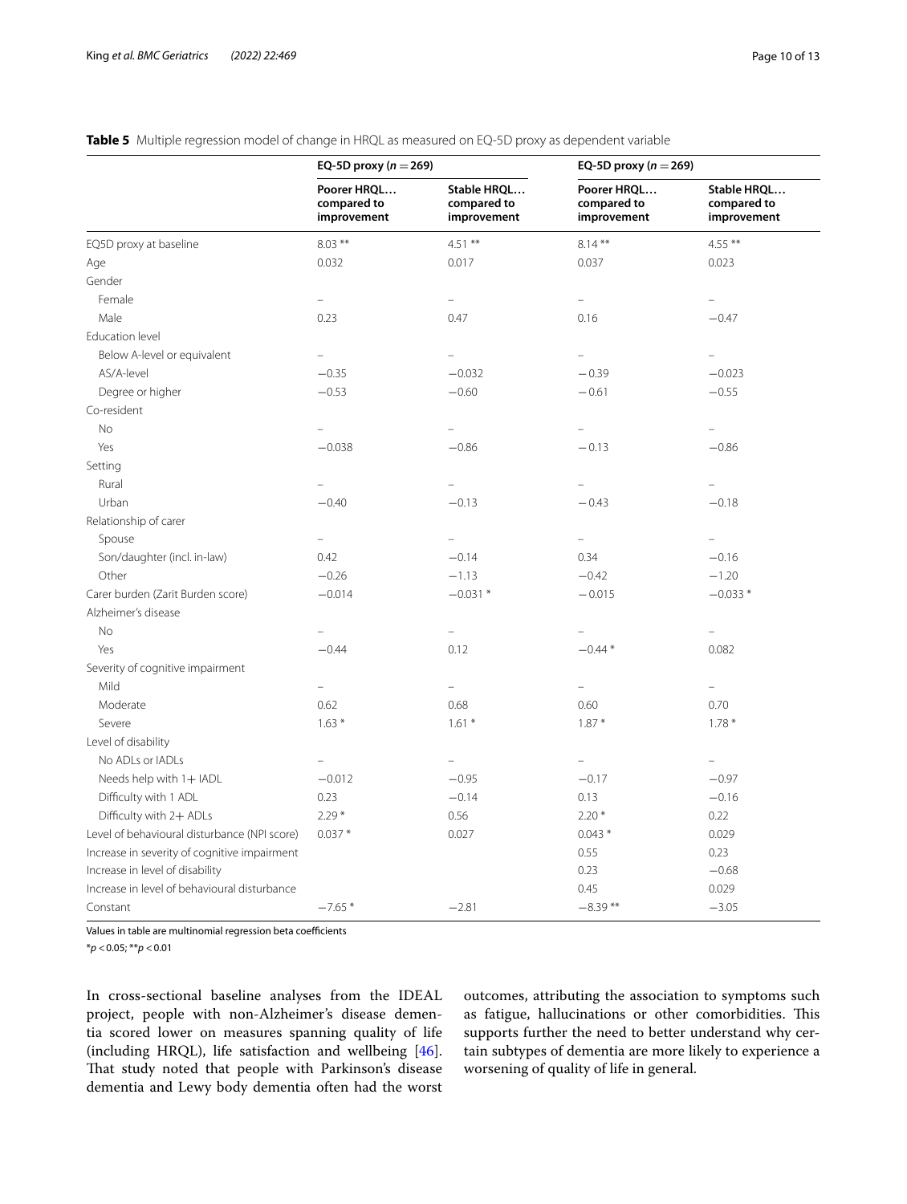**Table 5** Multiple regression model of change in HRQL as measured on EQ-5D proxy as dependent variable

| | EQ-5D proxy ($n = 269$) | | EQ-5D proxy ($n = 269$) | |
|---|---|---|---|---|
| | **Poorer HRQL… compared to improvement** | **Stable HRQL… compared to improvement** | **Poorer HRQL… compared to improvement** | **Stable HRQL… compared to improvement** |
| EQ5D proxy at baseline | 8.03 ** | 4.51 ** | 8.14 ** | 4.55 ** |
| Age | 0.032 | 0.017 | 0.037 | 0.023 |
| Gender | | | | |
| Female | – | – | – | – |
| Male | 0.23 | 0.47 | 0.16 | −0.47 |
| Education level | | | | |
| Below A-level or equivalent | – | – | – | – |
| AS/A-level | −0.35 | −0.032 | −0.39 | −0.023 |
| Degree or higher | −0.53 | −0.60 | −0.61 | −0.55 |
| Co-resident | | | | |
| No | – | – | – | – |
| Yes | −0.038 | −0.86 | −0.13 | −0.86 |
| Setting | | | | |
| Rural | – | – | – | – |
| Urban | −0.40 | −0.13 | −0.43 | −0.18 |
| Relationship of carer | | | | |
| Spouse | – | – | – | – |
| Son/daughter (incl. in-law) | 0.42 | −0.14 | 0.34 | −0.16 |
| Other | −0.26 | −1.13 | −0.42 | −1.20 |
| Carer burden (Zarit Burden score) | −0.014 | −0.031 * | −0.015 | −0.033 * |
| Alzheimer's disease | | | | |
| No | – | – | – | – |
| Yes | −0.44 | 0.12 | −0.44 * | 0.082 |
| Severity of cognitive impairment | | | | |
| Mild | – | – | – | – |
| Moderate | 0.62 | 0.68 | 0.60 | 0.70 |
| Severe | 1.63 * | 1.61 * | 1.87 * | 1.78 * |
| Level of disability | | | | |
| No ADLs or IADLs | – | – | – | – |
| Needs help with 1+ IADL | −0.012 | −0.95 | −0.17 | −0.97 |
| Difficulty with 1 ADL | 0.23 | −0.14 | 0.13 | −0.16 |
| Difficulty with 2+ ADLs | 2.29 * | 0.56 | 2.20 * | 0.22 |
| Level of behavioural disturbance (NPI score) | 0.037 * | 0.027 | 0.043 * | 0.029 |
| Increase in severity of cognitive impairment | | | 0.55 | 0.23 |
| Increase in level of disability | | | 0.23 | −0.68 |
| Increase in level of behavioural disturbance | | | 0.45 | 0.029 |
| Constant | −7.65 * | −2.81 | −8.39 ** | −3.05 |

Values in table are multinomial regression beta coefficients

*$p < 0.05$; **$p < 0.01$

In cross-sectional baseline analyses from the IDEAL project, people with non-Alzheimer's disease dementia scored lower on measures spanning quality of life (including HRQL), life satisfaction and wellbeing [46]. That study noted that people with Parkinson's disease dementia and Lewy body dementia often had the worst outcomes, attributing the association to symptoms such as fatigue, hallucinations or other comorbidities. This supports further the need to better understand why certain subtypes of dementia are more likely to experience a worsening of quality of life in general.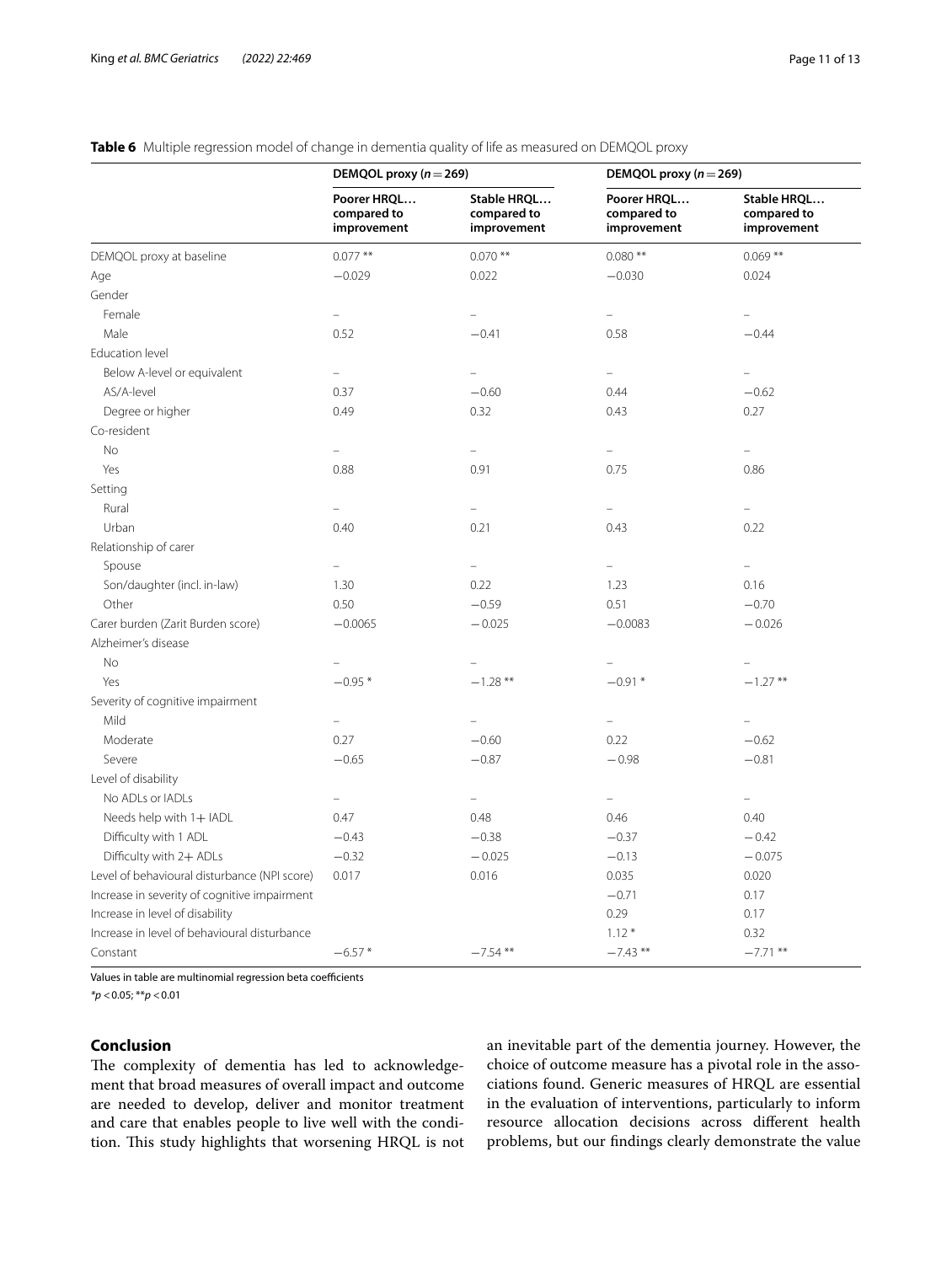**Table 6** Multiple regression model of change in dementia quality of life as measured on DEMQOL proxy

| | DEMQOL proxy ($n = 269$) | | DEMQOL proxy ($n = 269$) | |
|---|---|---|---|---|
| | **Poorer HRQL… compared to improvement** | **Stable HRQL… compared to improvement** | **Poorer HRQL… compared to improvement** | **Stable HRQL… compared to improvement** |
| DEMQOL proxy at baseline | 0.077 ** | 0.070 ** | 0.080 ** | 0.069 ** |
| Age | −0.029 | 0.022 | −0.030 | 0.024 |
| Gender | | | | |
| Female | – | – | – | – |
| Male | 0.52 | −0.41 | 0.58 | −0.44 |
| Education level | | | | |
| Below A-level or equivalent | – | – | – | – |
| AS/A-level | 0.37 | −0.60 | 0.44 | −0.62 |
| Degree or higher | 0.49 | 0.32 | 0.43 | 0.27 |
| Co-resident | | | | |
| No | – | – | – | – |
| Yes | 0.88 | 0.91 | 0.75 | 0.86 |
| Setting | | | | |
| Rural | – | – | – | – |
| Urban | 0.40 | 0.21 | 0.43 | 0.22 |
| Relationship of carer | | | | |
| Spouse | – | – | – | – |
| Son/daughter (incl. in-law) | 1.30 | 0.22 | 1.23 | 0.16 |
| Other | 0.50 | −0.59 | 0.51 | −0.70 |
| Carer burden (Zarit Burden score) | −0.0065 | − 0.025 | −0.0083 | − 0.026 |
| Alzheimer's disease | | | | |
| No | – | – | – | – |
| Yes | −0.95 * | −1.28 ** | −0.91 * | −1.27 ** |
| Severity of cognitive impairment | | | | |
| Mild | – | – | – | – |
| Moderate | 0.27 | −0.60 | 0.22 | −0.62 |
| Severe | −0.65 | −0.87 | − 0.98 | −0.81 |
| Level of disability | | | | |
| No ADLs or IADLs | – | – | – | – |
| Needs help with 1+ IADL | 0.47 | 0.48 | 0.46 | 0.40 |
| Difficulty with 1 ADL | −0.43 | −0.38 | −0.37 | − 0.42 |
| Difficulty with 2+ ADLs | −0.32 | − 0.025 | −0.13 | − 0.075 |
| Level of behavioural disturbance (NPI score) | 0.017 | 0.016 | 0.035 | 0.020 |
| Increase in severity of cognitive impairment | | | −0.71 | 0.17 |
| Increase in level of disability | | | 0.29 | 0.17 |
| Increase in level of behavioural disturbance | | | 1.12 * | 0.32 |
| Constant | −6.57 * | −7.54 ** | −7.43 ** | −7.71 ** |

Values in table are multinomial regression beta coefficients

*$p < 0.05$; **$p < 0.01$

## Conclusion

The complexity of dementia has led to acknowledgement that broad measures of overall impact and outcome are needed to develop, deliver and monitor treatment and care that enables people to live well with the condition. This study highlights that worsening HRQL is not an inevitable part of the dementia journey. However, the choice of outcome measure has a pivotal role in the associations found. Generic measures of HRQL are essential in the evaluation of interventions, particularly to inform resource allocation decisions across different health problems, but our findings clearly demonstrate the value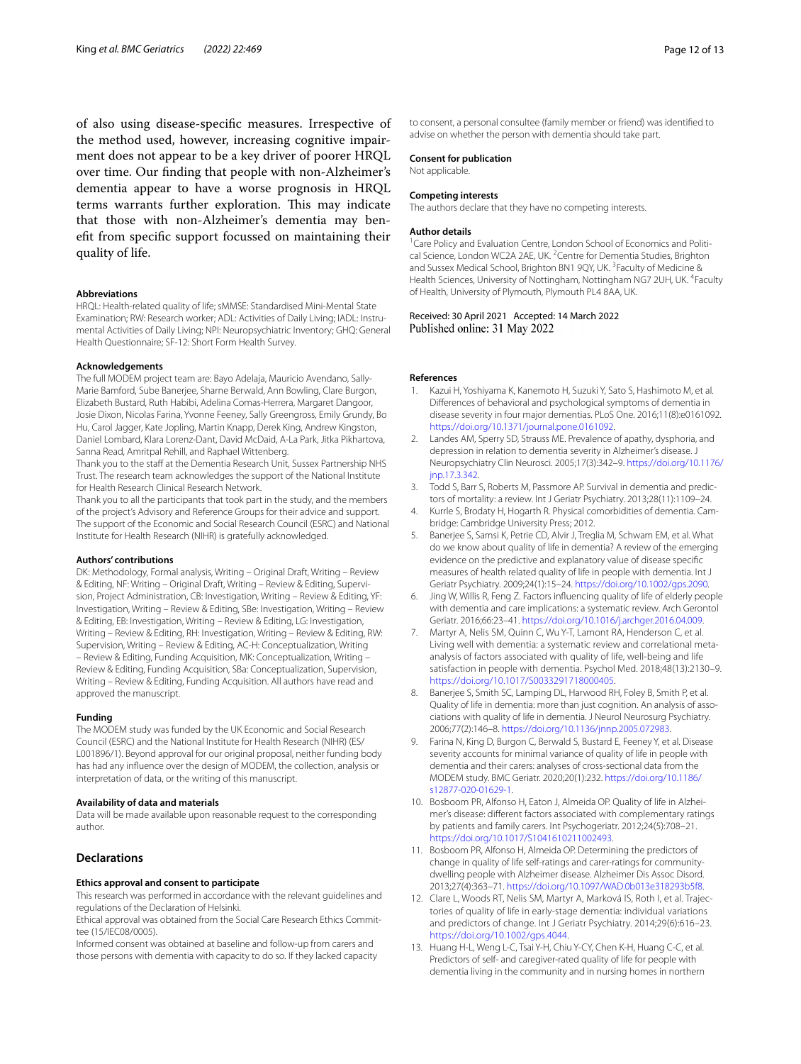of also using disease-specific measures. Irrespective of the method used, however, increasing cognitive impairment does not appear to be a key driver of poorer HRQL over time. Our finding that people with non-Alzheimer's dementia appear to have a worse prognosis in HRQL terms warrants further exploration. This may indicate that those with non-Alzheimer's dementia may benefit from specific support focussed on maintaining their quality of life.

#### Abbreviations

HRQL: Health-related quality of life; sMMSE: Standardised Mini-Mental State Examination; RW: Research worker; ADL: Activities of Daily Living; IADL: Instrumental Activities of Daily Living; NPI: Neuropsychiatric Inventory; GHQ: General Health Questionnaire; SF-12: Short Form Health Survey.

#### Acknowledgements

The full MODEM project team are: Bayo Adelaja, Mauricio Avendano, Sally-Marie Bamford, Sube Banerjee, Sharne Berwald, Ann Bowling, Clare Burgon, Elizabeth Bustard, Ruth Habibi, Adelina Comas-Herrera, Margaret Dangoor, Josie Dixon, Nicolas Farina, Yvonne Feeney, Sally Greengross, Emily Grundy, Bo Hu, Carol Jagger, Kate Jopling, Martin Knapp, Derek King, Andrew Kingston, Daniel Lombard, Klara Lorenz-Dant, David McDaid, A-La Park, Jitka Pikhartova, Sanna Read, Amritpal Rehill, and Raphael Wittenberg.

Thank you to the staff at the Dementia Research Unit, Sussex Partnership NHS Trust. The research team acknowledges the support of the National Institute for Health Research Clinical Research Network.

Thank you to all the participants that took part in the study, and the members of the project's Advisory and Reference Groups for their advice and support. The support of the Economic and Social Research Council (ESRC) and National Institute for Health Research (NIHR) is gratefully acknowledged.

#### Authors' contributions

DK: Methodology, Formal analysis, Writing – Original Draft, Writing – Review & Editing, NF: Writing – Original Draft, Writing – Review & Editing, Supervision, Project Administration, CB: Investigation, Writing – Review & Editing, YF: Investigation, Writing – Review & Editing, SBe: Investigation, Writing – Review & Editing, EB: Investigation, Writing – Review & Editing, LG: Investigation, Writing – Review & Editing, RH: Investigation, Writing – Review & Editing, RW: Supervision, Writing – Review & Editing, AC-H: Conceptualization, Writing – Review & Editing, Funding Acquisition, MK: Conceptualization, Writing – Review & Editing, Funding Acquisition, SBa: Conceptualization, Supervision, Writing – Review & Editing, Funding Acquisition. All authors have read and approved the manuscript.

#### Funding

The MODEM study was funded by the UK Economic and Social Research Council (ESRC) and the National Institute for Health Research (NIHR) (ES/L001896/1). Beyond approval for our original proposal, neither funding body has had any influence over the design of MODEM, the collection, analysis or interpretation of data, or the writing of this manuscript.

#### Availability of data and materials

Data will be made available upon reasonable request to the corresponding author.

## Declarations

#### Ethics approval and consent to participate

This research was performed in accordance with the relevant guidelines and regulations of the Declaration of Helsinki.

Ethical approval was obtained from the Social Care Research Ethics Committee (15/IEC08/0005).

Informed consent was obtained at baseline and follow-up from carers and those persons with dementia with capacity to do so. If they lacked capacity to consent, a personal consultee (family member or friend) was identified to advise on whether the person with dementia should take part.

#### Consent for publication

Not applicable.

#### Competing interests

The authors declare that they have no competing interests.

#### Author details

[1]Care Policy and Evaluation Centre, London School of Economics and Political Science, London WC2A 2AE, UK. [2]Centre for Dementia Studies, Brighton and Sussex Medical School, Brighton BN1 9QY, UK. [3]Faculty of Medicine & Health Sciences, University of Nottingham, Nottingham NG7 2UH, UK. [4]Faculty of Health, University of Plymouth, Plymouth PL4 8AA, UK.

Received: 30 April 2021 Accepted: 14 March 2022
Published online: 31 May 2022

#### References

1. Kazui H, Yoshiyama K, Kanemoto H, Suzuki Y, Sato S, Hashimoto M, et al. Differences of behavioral and psychological symptoms of dementia in disease severity in four major dementias. PLoS One. 2016;11(8):e0161092. https://doi.org/10.1371/journal.pone.0161092.
2. Landes AM, Sperry SD, Strauss ME. Prevalence of apathy, dysphoria, and depression in relation to dementia severity in Alzheimer's disease. J Neuropsychiatry Clin Neurosci. 2005;17(3):342–9. https://doi.org/10.1176/jnp.17.3.342.
3. Todd S, Barr S, Roberts M, Passmore AP. Survival in dementia and predictors of mortality: a review. Int J Geriatr Psychiatry. 2013;28(11):1109–24.
4. Kurrle S, Brodaty H, Hogarth R. Physical comorbidities of dementia. Cambridge: Cambridge University Press; 2012.
5. Banerjee S, Samsi K, Petrie CD, Alvir J, Treglia M, Schwam EM, et al. What do we know about quality of life in dementia? A review of the emerging evidence on the predictive and explanatory value of disease specific measures of health related quality of life in people with dementia. Int J Geriatr Psychiatry. 2009;24(1):15–24. https://doi.org/10.1002/gps.2090.
6. Jing W, Willis R, Feng Z. Factors influencing quality of life of elderly people with dementia and care implications: a systematic review. Arch Gerontol Geriatr. 2016;66:23–41. https://doi.org/10.1016/j.archger.2016.04.009.
7. Martyr A, Nelis SM, Quinn C, Wu Y-T, Lamont RA, Henderson C, et al. Living well with dementia: a systematic review and correlational meta-analysis of factors associated with quality of life, well-being and life satisfaction in people with dementia. Psychol Med. 2018;48(13):2130–9. https://doi.org/10.1017/S0033291718000405.
8. Banerjee S, Smith SC, Lamping DL, Harwood RH, Foley B, Smith P, et al. Quality of life in dementia: more than just cognition. An analysis of associations with quality of life in dementia. J Neurol Neurosurg Psychiatry. 2006;77(2):146–8. https://doi.org/10.1136/jnnp.2005.072983.
9. Farina N, King D, Burgon C, Berwald S, Bustard E, Feeney Y, et al. Disease severity accounts for minimal variance of quality of life in people with dementia and their carers: analyses of cross-sectional data from the MODEM study. BMC Geriatr. 2020;20(1):232. https://doi.org/10.1186/s12877-020-01629-1.
10. Bosboom PR, Alfonso H, Eaton J, Almeida OP. Quality of life in Alzheimer's disease: different factors associated with complementary ratings by patients and family carers. Int Psychogeriatr. 2012;24(5):708–21. https://doi.org/10.1017/S1041610211002493.
11. Bosboom PR, Alfonso H, Almeida OP. Determining the predictors of change in quality of life self-ratings and carer-ratings for community-dwelling people with Alzheimer disease. Alzheimer Dis Assoc Disord. 2013;27(4):363–71. https://doi.org/10.1097/WAD.0b013e318293b5f8.
12. Clare L, Woods RT, Nelis SM, Martyr A, Marková IS, Roth I, et al. Trajectories of quality of life in early-stage dementia: individual variations and predictors of change. Int J Geriatr Psychiatry. 2014;29(6):616–23. https://doi.org/10.1002/gps.4044.
13. Huang H-L, Weng L-C, Tsai Y-H, Chiu Y-CY, Chen K-H, Huang C-C, et al. Predictors of self- and caregiver-rated quality of life for people with dementia living in the community and in nursing homes in northern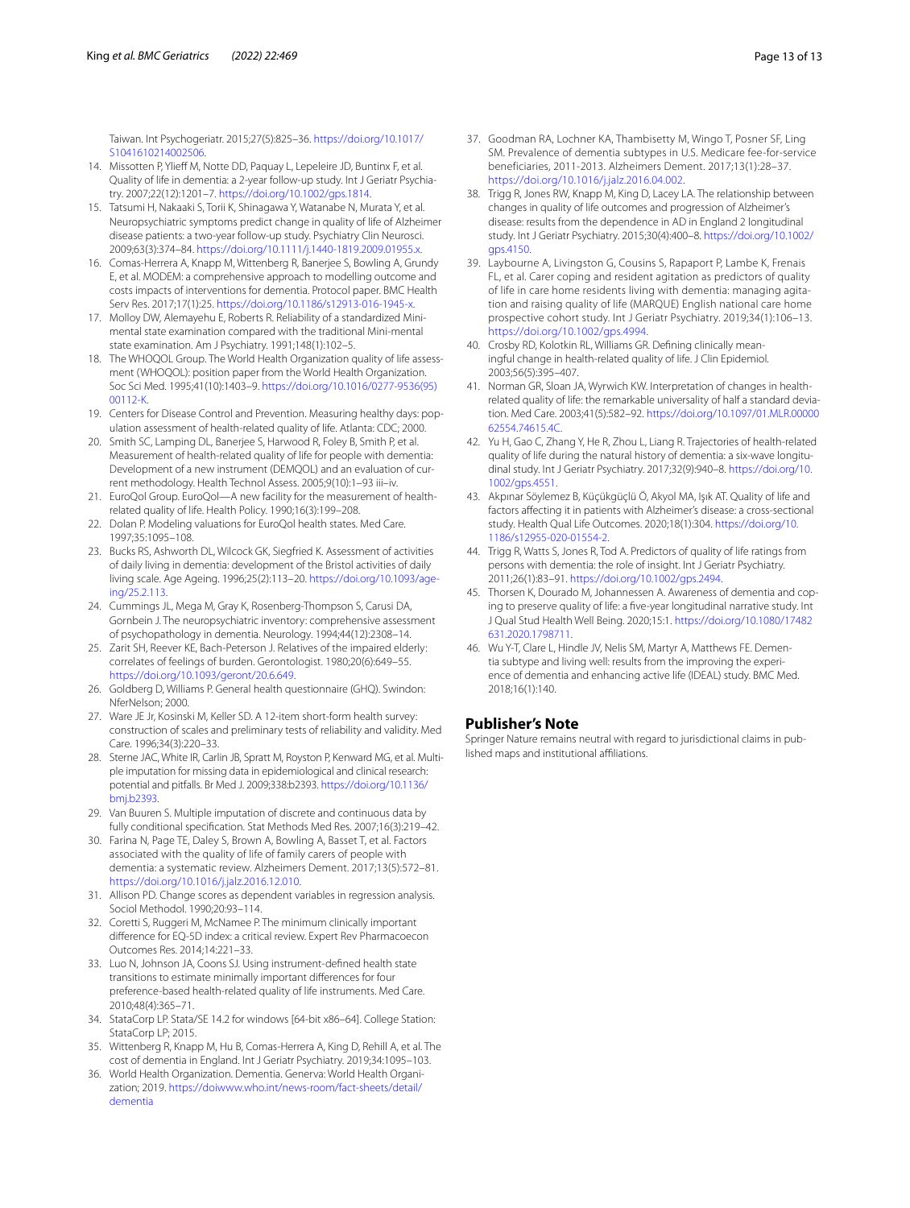Taiwan. Int Psychogeriatr. 2015;27(5):825–36. https://doi.org/10.1017/S1041610214002506.

14. Missotten P, Ylieff M, Notte DD, Paquay L, Lepeleire JD, Buntinx F, et al. Quality of life in dementia: a 2-year follow-up study. Int J Geriatr Psychiatry. 2007;22(12):1201–7. https://doi.org/10.1002/gps.1814.
15. Tatsumi H, Nakaaki S, Torii K, Shinagawa Y, Watanabe N, Murata Y, et al. Neuropsychiatric symptoms predict change in quality of life of Alzheimer disease patients: a two-year follow-up study. Psychiatry Clin Neurosci. 2009;63(3):374–84. https://doi.org/10.1111/j.1440-1819.2009.01955.x.
16. Comas-Herrera A, Knapp M, Wittenberg R, Banerjee S, Bowling A, Grundy E, et al. MODEM: a comprehensive approach to modelling outcome and costs impacts of interventions for dementia. Protocol paper. BMC Health Serv Res. 2017;17(1):25. https://doi.org/10.1186/s12913-016-1945-x.
17. Molloy DW, Alemayehu E, Roberts R. Reliability of a standardized Mini-mental state examination compared with the traditional Mini-mental state examination. Am J Psychiatry. 1991;148(1):102–5.
18. The WHOQOL Group. The World Health Organization quality of life assessment (WHOQOL): position paper from the World Health Organization. Soc Sci Med. 1995;41(10):1403–9. https://doi.org/10.1016/0277-9536(95)00112-K.
19. Centers for Disease Control and Prevention. Measuring healthy days: population assessment of health-related quality of life. Atlanta: CDC; 2000.
20. Smith SC, Lamping DL, Banerjee S, Harwood R, Foley B, Smith P, et al. Measurement of health-related quality of life for people with dementia: Development of a new instrument (DEMQOL) and an evaluation of current methodology. Health Technol Assess. 2005;9(10):1–93 iii–iv.
21. EuroQol Group. EuroQol—A new facility for the measurement of health-related quality of life. Health Policy. 1990;16(3):199–208.
22. Dolan P. Modeling valuations for EuroQol health states. Med Care. 1997;35:1095–108.
23. Bucks RS, Ashworth DL, Wilcock GK, Siegfried K. Assessment of activities of daily living in dementia: development of the Bristol activities of daily living scale. Age Ageing. 1996;25(2):113–20. https://doi.org/10.1093/ageing/25.2.113.
24. Cummings JL, Mega M, Gray K, Rosenberg-Thompson S, Carusi DA, Gornbein J. The neuropsychiatric inventory: comprehensive assessment of psychopathology in dementia. Neurology. 1994;44(12):2308–14.
25. Zarit SH, Reever KE, Bach-Peterson J. Relatives of the impaired elderly: correlates of feelings of burden. Gerontologist. 1980;20(6):649–55. https://doi.org/10.1093/geront/20.6.649.
26. Goldberg D, Williams P. General health questionnaire (GHQ). Swindon: NferNelson; 2000.
27. Ware JE Jr, Kosinski M, Keller SD. A 12-item short-form health survey: construction of scales and preliminary tests of reliability and validity. Med Care. 1996;34(3):220–33.
28. Sterne JAC, White IR, Carlin JB, Spratt M, Royston P, Kenward MG, et al. Multiple imputation for missing data in epidemiological and clinical research: potential and pitfalls. Br Med J. 2009;338:b2393. https://doi.org/10.1136/bmj.b2393.
29. Van Buuren S. Multiple imputation of discrete and continuous data by fully conditional specification. Stat Methods Med Res. 2007;16(3):219–42.
30. Farina N, Page TE, Daley S, Brown A, Bowling A, Basset T, et al. Factors associated with the quality of life of family carers of people with dementia: a systematic review. Alzheimers Dement. 2017;13(5):572–81. https://doi.org/10.1016/j.jalz.2016.12.010.
31. Allison PD. Change scores as dependent variables in regression analysis. Sociol Methodol. 1990;20:93–114.
32. Coretti S, Ruggeri M, McNamee P. The minimum clinically important difference for EQ-5D index: a critical review. Expert Rev Pharmacoecon Outcomes Res. 2014;14:221–33.
33. Luo N, Johnson JA, Coons SJ. Using instrument-defined health state transitions to estimate minimally important differences for four preference-based health-related quality of life instruments. Med Care. 2010;48(4):365–71.
34. StataCorp LP. Stata/SE 14.2 for windows [64-bit x86–64]. College Station: StataCorp LP; 2015.
35. Wittenberg R, Knapp M, Hu B, Comas-Herrera A, King D, Rehill A, et al. The cost of dementia in England. Int J Geriatr Psychiatry. 2019;34:1095–103.
36. World Health Organization. Dementia. Generva: World Health Organization; 2019. https://doiwww.who.int/news-room/fact-sheets/detail/dementia
37. Goodman RA, Lochner KA, Thambisetty M, Wingo T, Posner SF, Ling SM. Prevalence of dementia subtypes in U.S. Medicare fee-for-service beneficiaries, 2011-2013. Alzheimers Dement. 2017;13(1):28–37. https://doi.org/10.1016/j.jalz.2016.04.002.
38. Trigg R, Jones RW, Knapp M, King D, Lacey LA. The relationship between changes in quality of life outcomes and progression of Alzheimer's disease: results from the dependence in AD in England 2 longitudinal study. Int J Geriatr Psychiatry. 2015;30(4):400–8. https://doi.org/10.1002/gps.4150.
39. Laybourne A, Livingston G, Cousins S, Rapaport P, Lambe K, Frenais FL, et al. Carer coping and resident agitation as predictors of quality of life in care home residents living with dementia: managing agitation and raising quality of life (MARQUE) English national care home prospective cohort study. Int J Geriatr Psychiatry. 2019;34(1):106–13. https://doi.org/10.1002/gps.4994.
40. Crosby RD, Kolotkin RL, Williams GR. Defining clinically meaningful change in health-related quality of life. J Clin Epidemiol. 2003;56(5):395–407.
41. Norman GR, Sloan JA, Wyrwich KW. Interpretation of changes in health-related quality of life: the remarkable universality of half a standard deviation. Med Care. 2003;41(5):582–92. https://doi.org/10.1097/01.MLR.0000062554.74615.4C.
42. Yu H, Gao C, Zhang Y, He R, Zhou L, Liang R. Trajectories of health-related quality of life during the natural history of dementia: a six-wave longitudinal study. Int J Geriatr Psychiatry. 2017;32(9):940–8. https://doi.org/10.1002/gps.4551.
43. Akpınar Söylemez B, Küçükgüçlü Ö, Akyol MA, Işık AT. Quality of life and factors affecting it in patients with Alzheimer's disease: a cross-sectional study. Health Qual Life Outcomes. 2020;18(1):304. https://doi.org/10.1186/s12955-020-01554-2.
44. Trigg R, Watts S, Jones R, Tod A. Predictors of quality of life ratings from persons with dementia: the role of insight. Int J Geriatr Psychiatry. 2011;26(1):83–91. https://doi.org/10.1002/gps.2494.
45. Thorsen K, Dourado M, Johannessen A. Awareness of dementia and coping to preserve quality of life: a five-year longitudinal narrative study. Int J Qual Stud Health Well Being. 2020;15:1. https://doi.org/10.1080/17482631.2020.1798711.
46. Wu Y-T, Clare L, Hindle JV, Nelis SM, Martyr A, Matthews FE. Dementia subtype and living well: results from the improving the experience of dementia and enhancing active life (IDEAL) study. BMC Med. 2018;16(1):140.

## Publisher's Note

Springer Nature remains neutral with regard to jurisdictional claims in published maps and institutional affiliations.